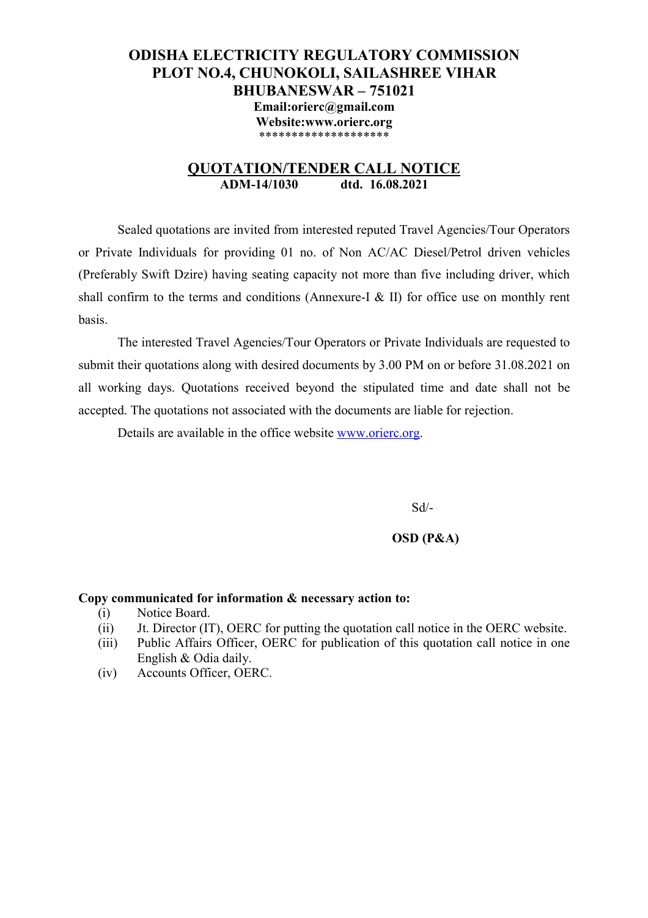# ODISHA ELECTRICITY REGULATORY COMMISSION
## PLOT NO.4, CHUNOKOLI, SAILASHREE VIHAR
## BHUBANESWAR – 751021

**Email:orierc@gmail.com**
**Website:www.orierc.org**
*******************

## QUOTATION/TENDER CALL NOTICE

**ADM-14/1030 dtd. 16.08.2021**

Sealed quotations are invited from interested reputed Travel Agencies/Tour Operators or Private Individuals for providing 01 no. of Non AC/AC Diesel/Petrol driven vehicles (Preferably Swift Dzire) having seating capacity not more than five including driver, which shall confirm to the terms and conditions (Annexure-I & II) for office use on monthly rent basis.

The interested Travel Agencies/Tour Operators or Private Individuals are requested to submit their quotations along with desired documents by 3.00 PM on or before 31.08.2021 on all working days. Quotations received beyond the stipulated time and date shall not be accepted. The quotations not associated with the documents are liable for rejection.

Details are available in the office website www.orierc.org.

Sd/-

**OSD (P&A)**

**Copy communicated for information & necessary action to:**

(i) Notice Board.
(ii) Jt. Director (IT), OERC for putting the quotation call notice in the OERC website.
(iii) Public Affairs Officer, OERC for publication of this quotation call notice in one English & Odia daily.
(iv) Accounts Officer, OERC.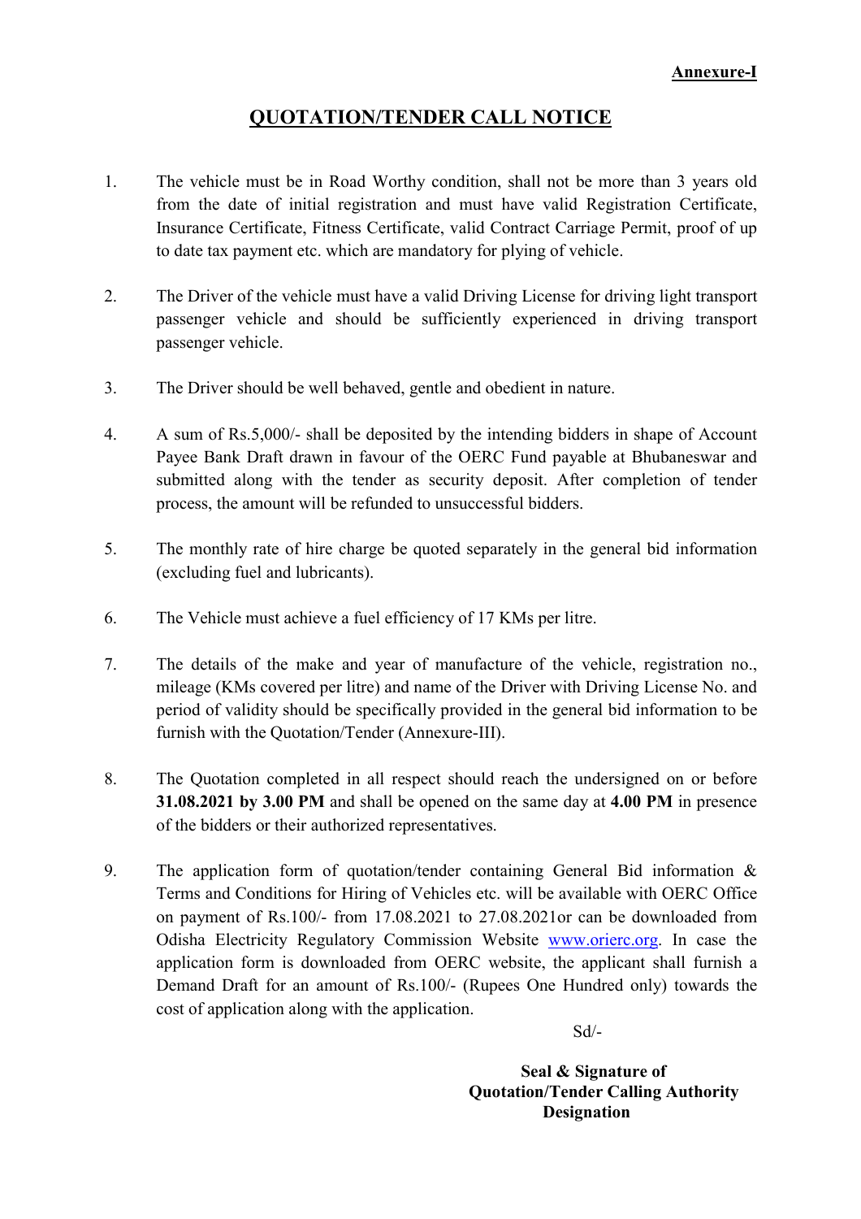**Annexure-I**

# QUOTATION/TENDER CALL NOTICE

1. The vehicle must be in Road Worthy condition, shall not be more than 3 years old from the date of initial registration and must have valid Registration Certificate, Insurance Certificate, Fitness Certificate, valid Contract Carriage Permit, proof of up to date tax payment etc. which are mandatory for plying of vehicle.

2. The Driver of the vehicle must have a valid Driving License for driving light transport passenger vehicle and should be sufficiently experienced in driving transport passenger vehicle.

3. The Driver should be well behaved, gentle and obedient in nature.

4. A sum of Rs.5,000/- shall be deposited by the intending bidders in shape of Account Payee Bank Draft drawn in favour of the OERC Fund payable at Bhubaneswar and submitted along with the tender as security deposit. After completion of tender process, the amount will be refunded to unsuccessful bidders.

5. The monthly rate of hire charge be quoted separately in the general bid information (excluding fuel and lubricants).

6. The Vehicle must achieve a fuel efficiency of 17 KMs per litre.

7. The details of the make and year of manufacture of the vehicle, registration no., mileage (KMs covered per litre) and name of the Driver with Driving License No. and period of validity should be specifically provided in the general bid information to be furnish with the Quotation/Tender (Annexure-III).

8. The Quotation completed in all respect should reach the undersigned on or before **31.08.2021 by 3.00 PM** and shall be opened on the same day at **4.00 PM** in presence of the bidders or their authorized representatives.

9. The application form of quotation/tender containing General Bid information & Terms and Conditions for Hiring of Vehicles etc. will be available with OERC Office on payment of Rs.100/- from 17.08.2021 to 27.08.2021or can be downloaded from Odisha Electricity Regulatory Commission Website www.orierc.org. In case the application form is downloaded from OERC website, the applicant shall furnish a Demand Draft for an amount of Rs.100/- (Rupees One Hundred only) towards the cost of application along with the application.

Sd/-

**Seal & Signature of**
**Quotation/Tender Calling Authority**
**Designation**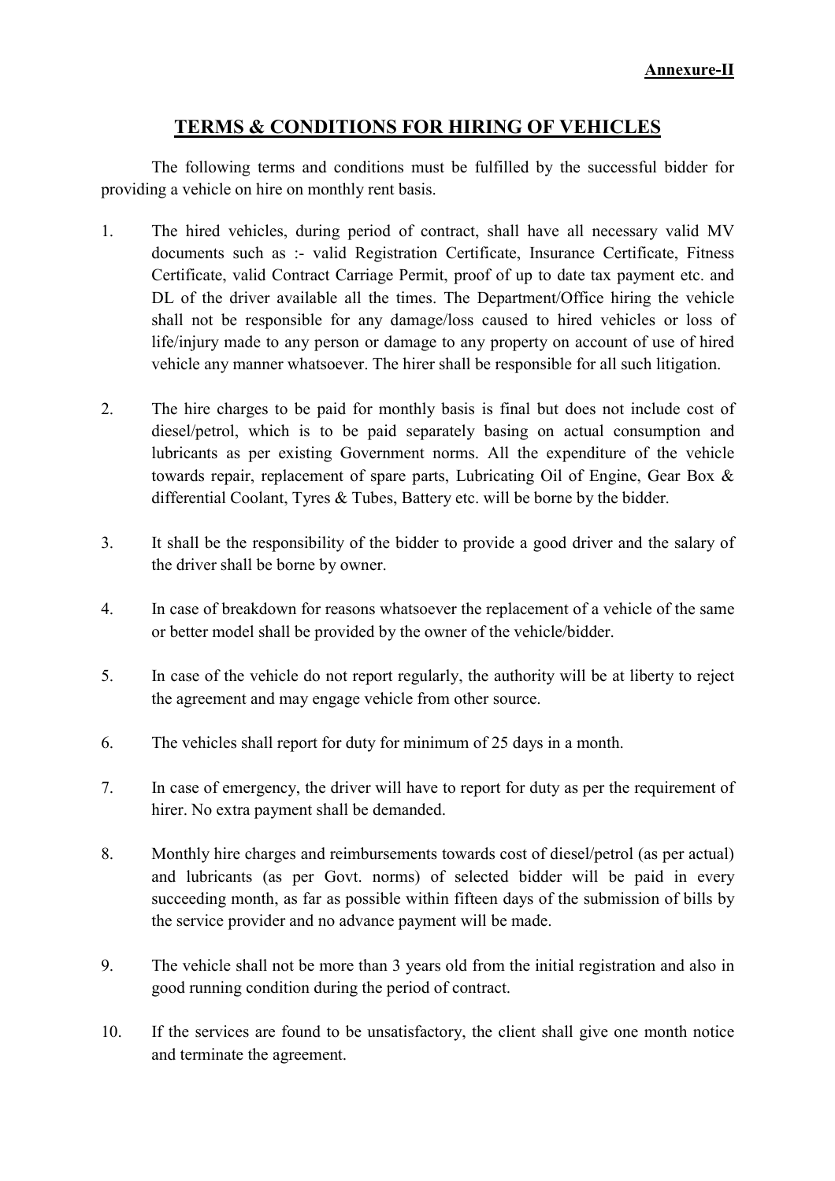**Annexure-II**

## TERMS & CONDITIONS FOR HIRING OF VEHICLES

The following terms and conditions must be fulfilled by the successful bidder for providing a vehicle on hire on monthly rent basis.

1. The hired vehicles, during period of contract, shall have all necessary valid MV documents such as :- valid Registration Certificate, Insurance Certificate, Fitness Certificate, valid Contract Carriage Permit, proof of up to date tax payment etc. and DL of the driver available all the times. The Department/Office hiring the vehicle shall not be responsible for any damage/loss caused to hired vehicles or loss of life/injury made to any person or damage to any property on account of use of hired vehicle any manner whatsoever. The hirer shall be responsible for all such litigation.

2. The hire charges to be paid for monthly basis is final but does not include cost of diesel/petrol, which is to be paid separately basing on actual consumption and lubricants as per existing Government norms. All the expenditure of the vehicle towards repair, replacement of spare parts, Lubricating Oil of Engine, Gear Box & differential Coolant, Tyres & Tubes, Battery etc. will be borne by the bidder.

3. It shall be the responsibility of the bidder to provide a good driver and the salary of the driver shall be borne by owner.

4. In case of breakdown for reasons whatsoever the replacement of a vehicle of the same or better model shall be provided by the owner of the vehicle/bidder.

5. In case of the vehicle do not report regularly, the authority will be at liberty to reject the agreement and may engage vehicle from other source.

6. The vehicles shall report for duty for minimum of 25 days in a month.

7. In case of emergency, the driver will have to report for duty as per the requirement of hirer. No extra payment shall be demanded.

8. Monthly hire charges and reimbursements towards cost of diesel/petrol (as per actual) and lubricants (as per Govt. norms) of selected bidder will be paid in every succeeding month, as far as possible within fifteen days of the submission of bills by the service provider and no advance payment will be made.

9. The vehicle shall not be more than 3 years old from the initial registration and also in good running condition during the period of contract.

10. If the services are found to be unsatisfactory, the client shall give one month notice and terminate the agreement.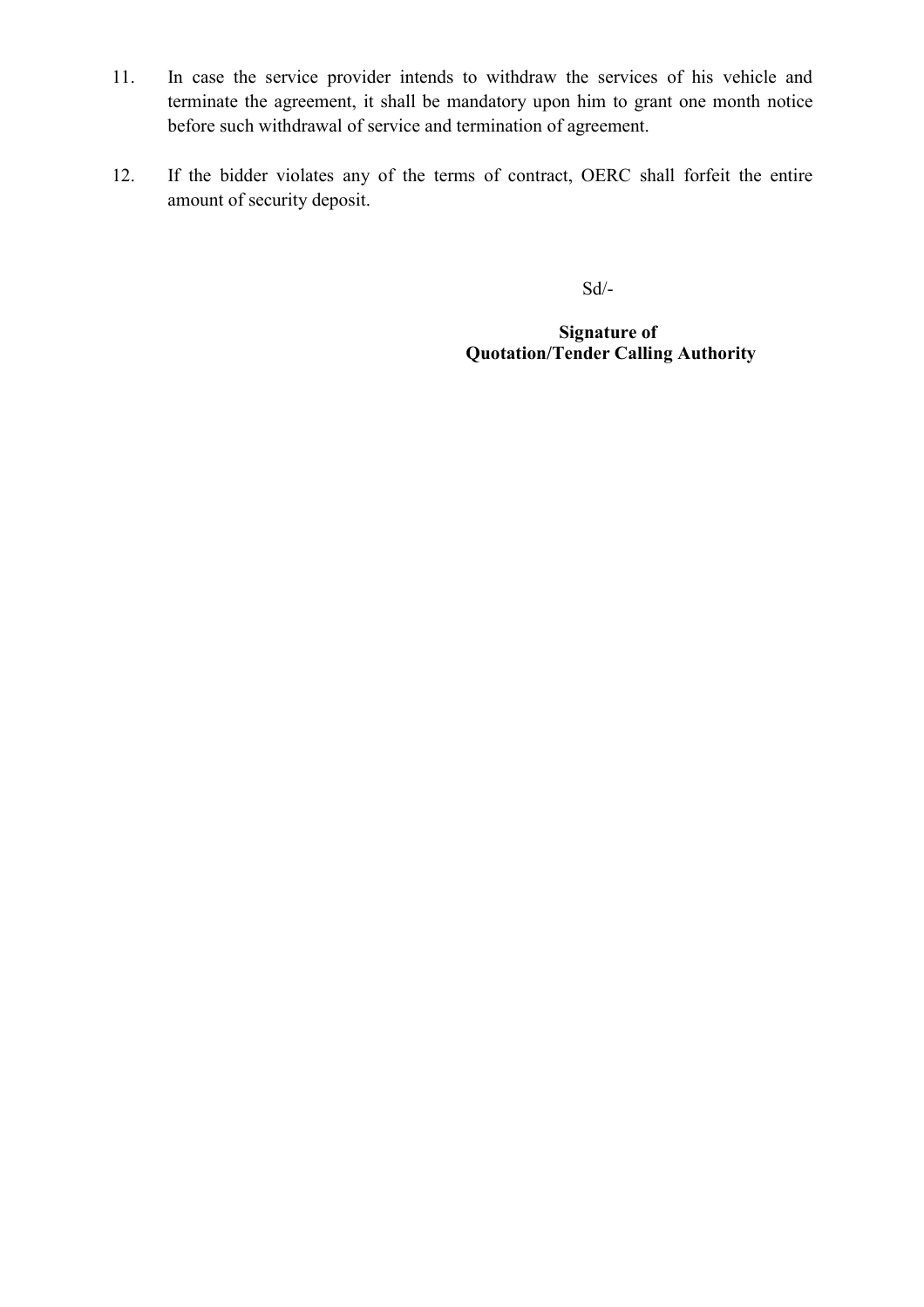11. In case the service provider intends to withdraw the services of his vehicle and terminate the agreement, it shall be mandatory upon him to grant one month notice before such withdrawal of service and termination of agreement.

12. If the bidder violates any of the terms of contract, OERC shall forfeit the entire amount of security deposit.

Sd/-

**Signature of**
**Quotation/Tender Calling Authority**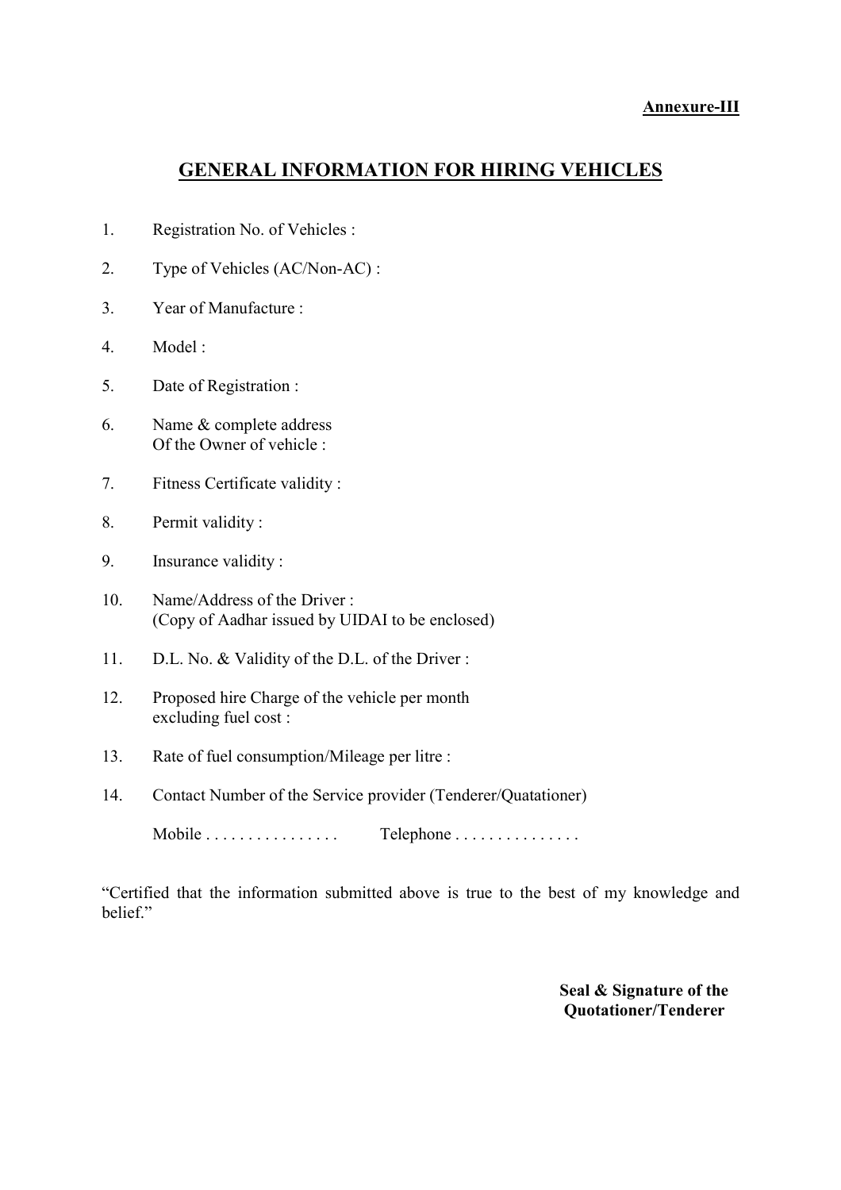**Annexure-III**

## GENERAL INFORMATION FOR HIRING VEHICLES

1. Registration No. of Vehicles :
2. Type of Vehicles (AC/Non-AC) :
3. Year of Manufacture :
4. Model :
5. Date of Registration :
6. Name & complete address Of the Owner of vehicle :
7. Fitness Certificate validity :
8. Permit validity :
9. Insurance validity :
10. Name/Address of the Driver : (Copy of Aadhar issued by UIDAI to be enclosed)
11. D.L. No. & Validity of the D.L. of the Driver :
12. Proposed hire Charge of the vehicle per month excluding fuel cost :
13. Rate of fuel consumption/Mileage per litre :
14. Contact Number of the Service provider (Tenderer/Quatationer)

    Mobile . . . . . . . . . . . . . . . .    Telephone . . . . . . . . . . . . . . .

"Certified that the information submitted above is true to the best of my knowledge and belief."

**Seal & Signature of the Quotationer/Tenderer**